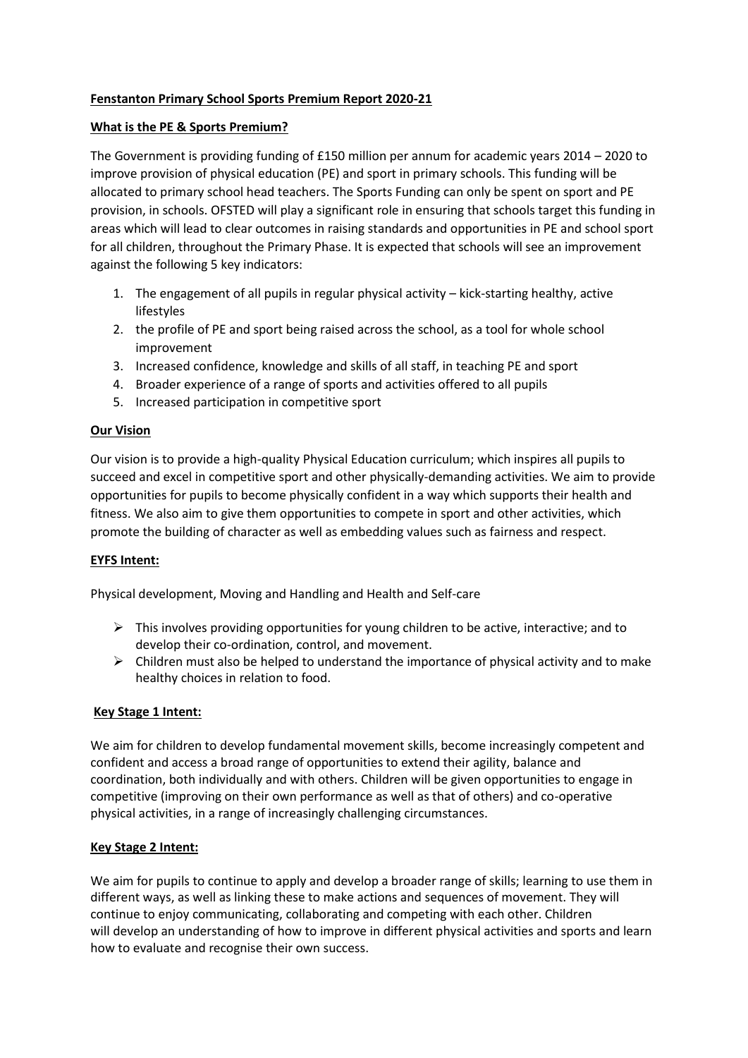# Fenstanton Primary School Sports Premium Report 2020-21

## What is the PE & Sports Premium?

The Government is providing funding of £150 million per annum for academic years 2014 – 2020 to improve provision of physical education (PE) and sport in primary schools. This funding will be allocated to primary school head teachers. The Sports Funding can only be spent on sport and PE provision, in schools. OFSTED will play a significant role in ensuring that schools target this funding in areas which will lead to clear outcomes in raising standards and opportunities in PE and school sport for all children, throughout the Primary Phase. It is expected that schools will see an improvement against the following 5 key indicators:

1. The engagement of all pupils in regular physical activity – kick-starting healthy, active lifestyles
2. the profile of PE and sport being raised across the school, as a tool for whole school improvement
3. Increased confidence, knowledge and skills of all staff, in teaching PE and sport
4. Broader experience of a range of sports and activities offered to all pupils
5. Increased participation in competitive sport

## Our Vision

Our vision is to provide a high-quality Physical Education curriculum; which inspires all pupils to succeed and excel in competitive sport and other physically-demanding activities. We aim to provide opportunities for pupils to become physically confident in a way which supports their health and fitness. We also aim to give them opportunities to compete in sport and other activities, which promote the building of character as well as embedding values such as fairness and respect.

## EYFS Intent:

Physical development, Moving and Handling and Health and Self-care

- This involves providing opportunities for young children to be active, interactive; and to develop their co-ordination, control, and movement.
- Children must also be helped to understand the importance of physical activity and to make healthy choices in relation to food.

## Key Stage 1 Intent:

We aim for children to develop fundamental movement skills, become increasingly competent and confident and access a broad range of opportunities to extend their agility, balance and coordination, both individually and with others. Children will be given opportunities to engage in competitive (improving on their own performance as well as that of others) and co-operative physical activities, in a range of increasingly challenging circumstances.

## Key Stage 2 Intent:

We aim for pupils to continue to apply and develop a broader range of skills; learning to use them in different ways, as well as linking these to make actions and sequences of movement. They will continue to enjoy communicating, collaborating and competing with each other. Children will develop an understanding of how to improve in different physical activities and sports and learn how to evaluate and recognise their own success.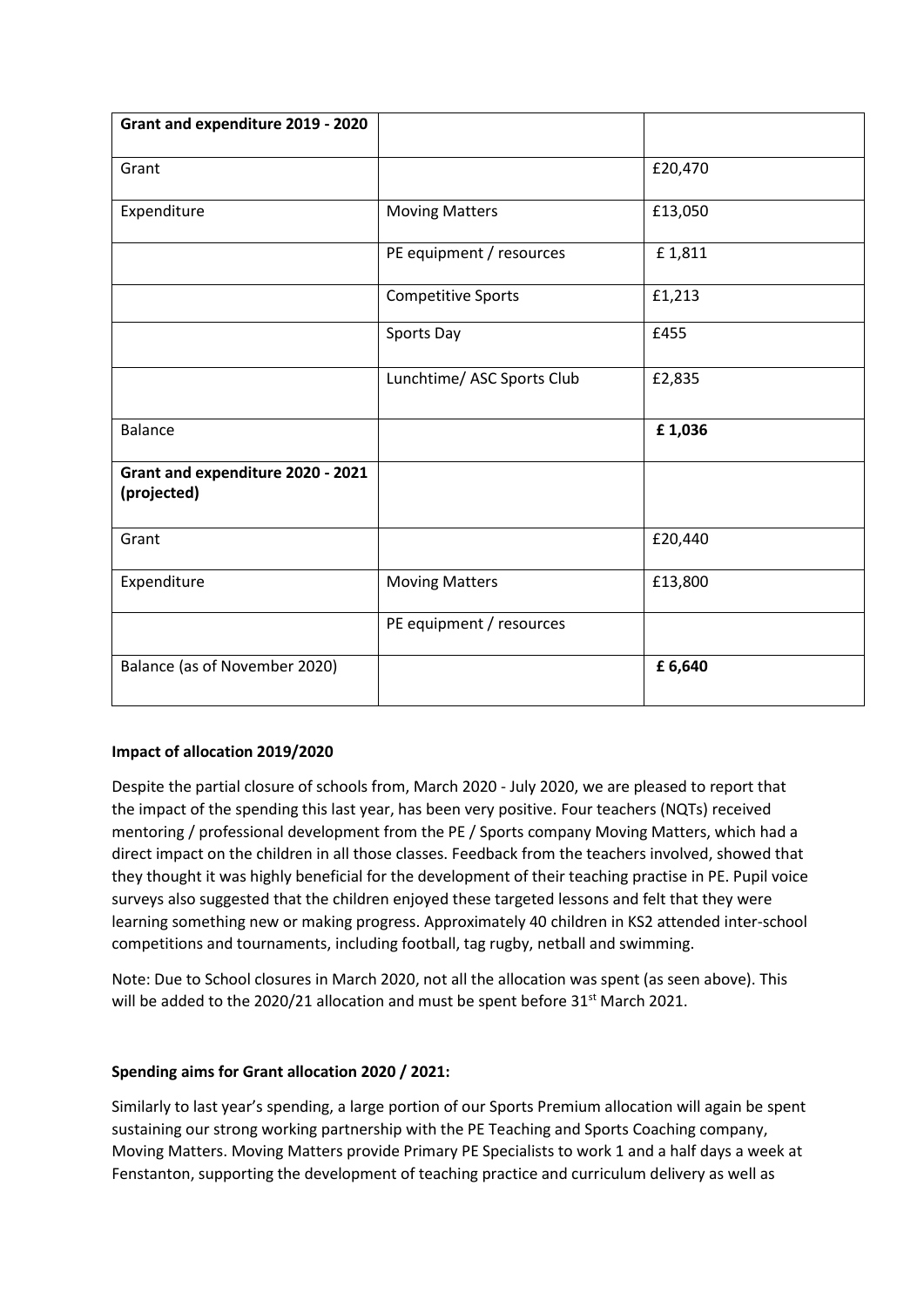| Grant and expenditure 2019 - 2020 | | |
|---|---|---|
| Grant | | £20,470 |
| Expenditure | Moving Matters | £13,050 |
| | PE equipment / resources | £ 1,811 |
| | Competitive Sports | £1,213 |
| | Sports Day | £455 |
| | Lunchtime/ ASC Sports Club | £2,835 |
| Balance | | **£ 1,036** |
| **Grant and expenditure 2020 - 2021 (projected)** | | |
| Grant | | £20,440 |
| Expenditure | Moving Matters | £13,800 |
| | PE equipment / resources | |
| Balance (as of November 2020) | | **£ 6,640** |

**Impact of allocation 2019/2020**

Despite the partial closure of schools from, March 2020 - July 2020, we are pleased to report that the impact of the spending this last year, has been very positive. Four teachers (NQTs) received mentoring / professional development from the PE / Sports company Moving Matters, which had a direct impact on the children in all those classes. Feedback from the teachers involved, showed that they thought it was highly beneficial for the development of their teaching practise in PE. Pupil voice surveys also suggested that the children enjoyed these targeted lessons and felt that they were learning something new or making progress. Approximately 40 children in KS2 attended inter-school competitions and tournaments, including football, tag rugby, netball and swimming.

Note: Due to School closures in March 2020, not all the allocation was spent (as seen above). This will be added to the 2020/21 allocation and must be spent before 31st March 2021.

**Spending aims for Grant allocation 2020 / 2021:**

Similarly to last year's spending, a large portion of our Sports Premium allocation will again be spent sustaining our strong working partnership with the PE Teaching and Sports Coaching company, Moving Matters. Moving Matters provide Primary PE Specialists to work 1 and a half days a week at Fenstanton, supporting the development of teaching practice and curriculum delivery as well as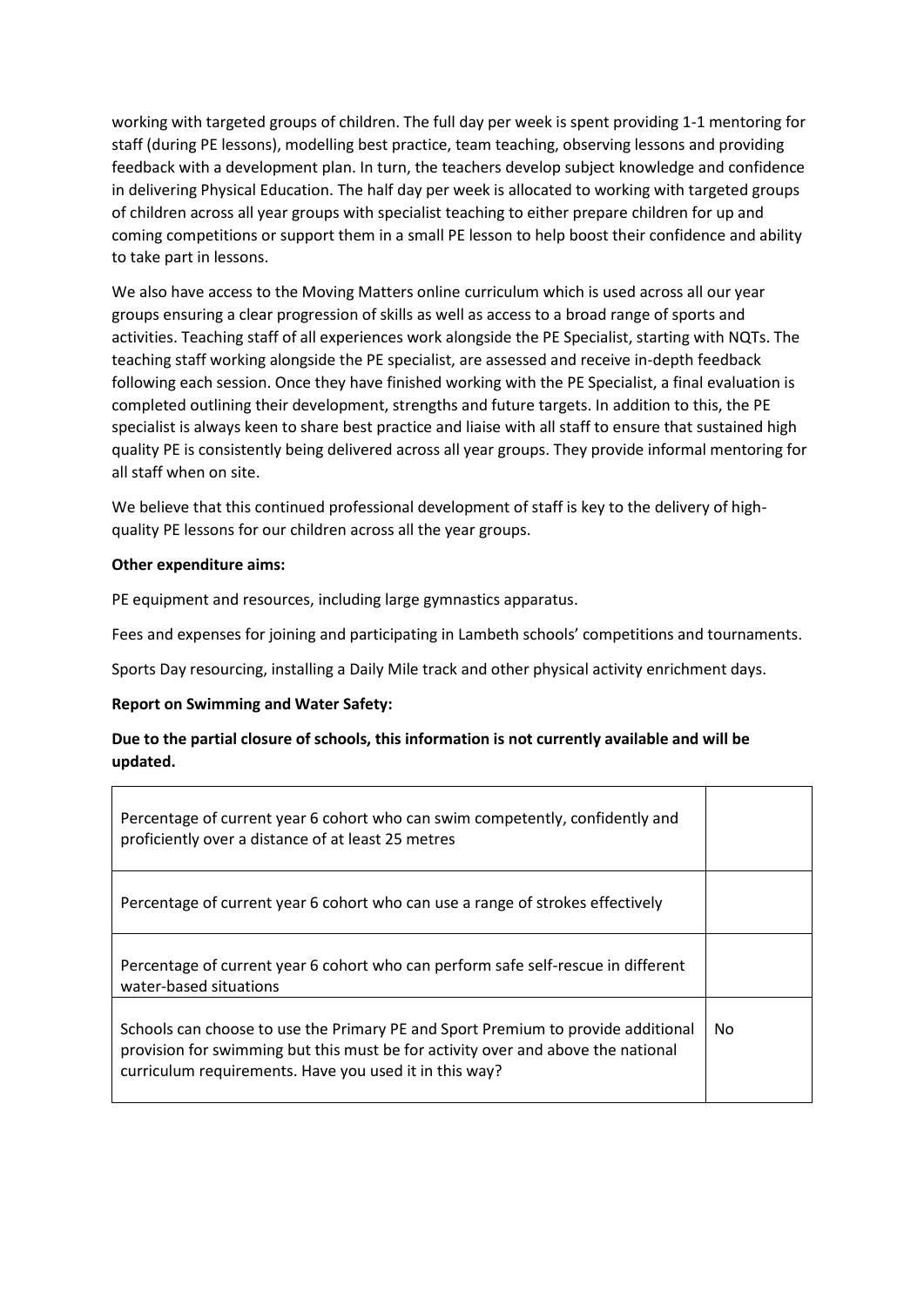working with targeted groups of children. The full day per week is spent providing 1-1 mentoring for staff (during PE lessons), modelling best practice, team teaching, observing lessons and providing feedback with a development plan. In turn, the teachers develop subject knowledge and confidence in delivering Physical Education. The half day per week is allocated to working with targeted groups of children across all year groups with specialist teaching to either prepare children for up and coming competitions or support them in a small PE lesson to help boost their confidence and ability to take part in lessons.

We also have access to the Moving Matters online curriculum which is used across all our year groups ensuring a clear progression of skills as well as access to a broad range of sports and activities. Teaching staff of all experiences work alongside the PE Specialist, starting with NQTs. The teaching staff working alongside the PE specialist, are assessed and receive in-depth feedback following each session. Once they have finished working with the PE Specialist, a final evaluation is completed outlining their development, strengths and future targets. In addition to this, the PE specialist is always keen to share best practice and liaise with all staff to ensure that sustained high quality PE is consistently being delivered across all year groups. They provide informal mentoring for all staff when on site.

We believe that this continued professional development of staff is key to the delivery of high-quality PE lessons for our children across all the year groups.

**Other expenditure aims:**

PE equipment and resources, including large gymnastics apparatus.

Fees and expenses for joining and participating in Lambeth schools' competitions and tournaments.

Sports Day resourcing, installing a Daily Mile track and other physical activity enrichment days.

**Report on Swimming and Water Safety:**

**Due to the partial closure of schools, this information is not currently available and will be updated.**

| | |
|---|---|
| Percentage of current year 6 cohort who can swim competently, confidently and proficiently over a distance of at least 25 metres | |
| Percentage of current year 6 cohort who can use a range of strokes effectively | |
| Percentage of current year 6 cohort who can perform safe self-rescue in different water-based situations | |
| Schools can choose to use the Primary PE and Sport Premium to provide additional provision for swimming but this must be for activity over and above the national curriculum requirements. Have you used it in this way? | No |